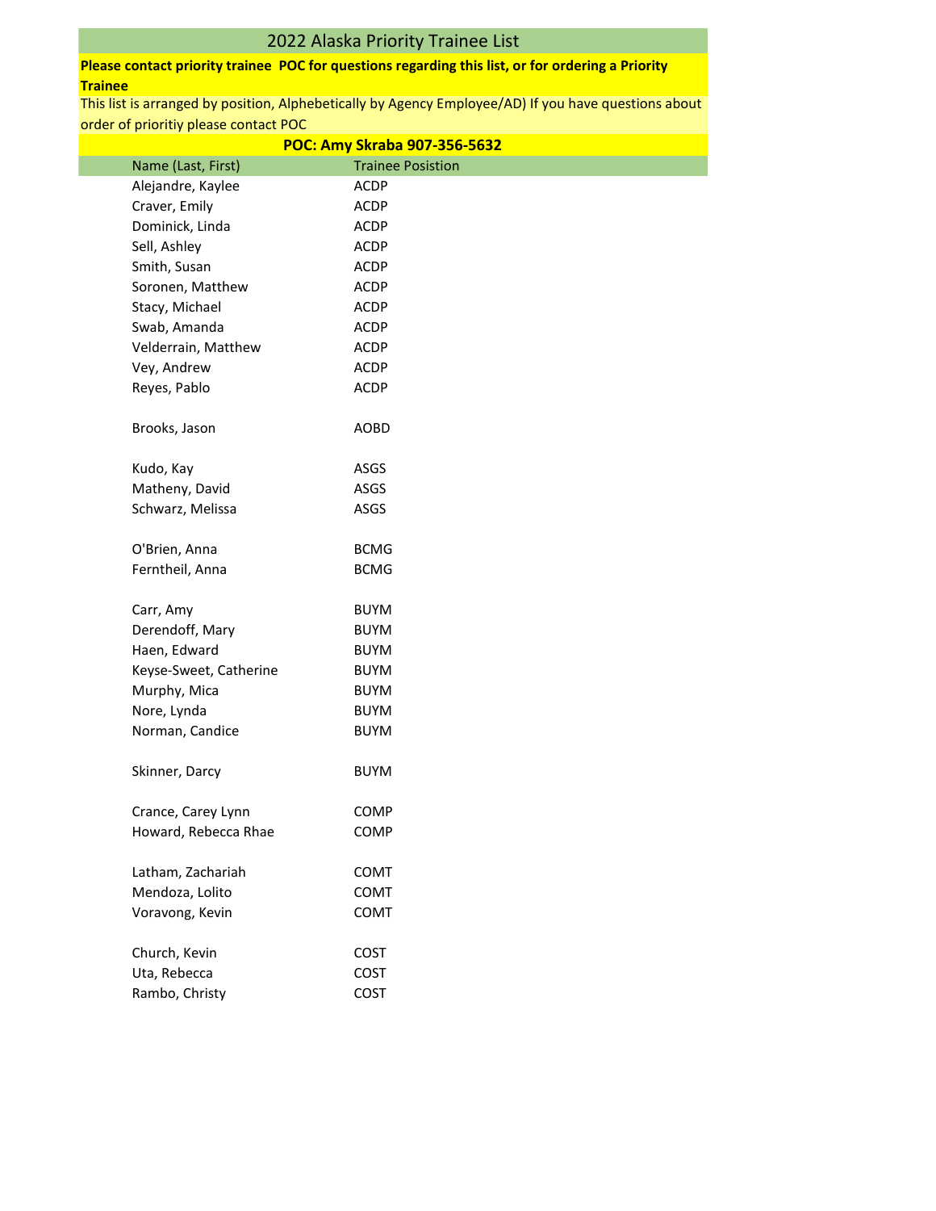# 2022 Alaska Priority Trainee List

**Please contact priority trainee POC for questions regarding this list, or for ordering a Priority Trainee**

This list is arranged by position, Alphebetically by Agency Employee/AD) If you have questions about order of prioritiy please contact POC

**POC: Amy Skraba 907-356-5632**

| Name (Last, First) | Trainee Posistion |
|---|---|
| Alejandre, Kaylee | ACDP |
| Craver, Emily | ACDP |
| Dominick, Linda | ACDP |
| Sell, Ashley | ACDP |
| Smith, Susan | ACDP |
| Soronen, Matthew | ACDP |
| Stacy, Michael | ACDP |
| Swab, Amanda | ACDP |
| Velderrain, Matthew | ACDP |
| Vey, Andrew | ACDP |
| Reyes, Pablo | ACDP |
| | |
| Brooks, Jason | AOBD |
| | |
| Kudo, Kay | ASGS |
| Matheny, David | ASGS |
| Schwarz, Melissa | ASGS |
| | |
| O'Brien, Anna | BCMG |
| Ferntheil, Anna | BCMG |
| | |
| Carr, Amy | BUYM |
| Derendoff, Mary | BUYM |
| Haen, Edward | BUYM |
| Keyse-Sweet, Catherine | BUYM |
| Murphy, Mica | BUYM |
| Nore, Lynda | BUYM |
| Norman, Candice | BUYM |
| | |
| Skinner, Darcy | BUYM |
| | |
| Crance, Carey Lynn | COMP |
| Howard, Rebecca Rhae | COMP |
| | |
| Latham, Zachariah | COMT |
| Mendoza, Lolito | COMT |
| Voravong, Kevin | COMT |
| | |
| Church, Kevin | COST |
| Uta, Rebecca | COST |
| Rambo, Christy | COST |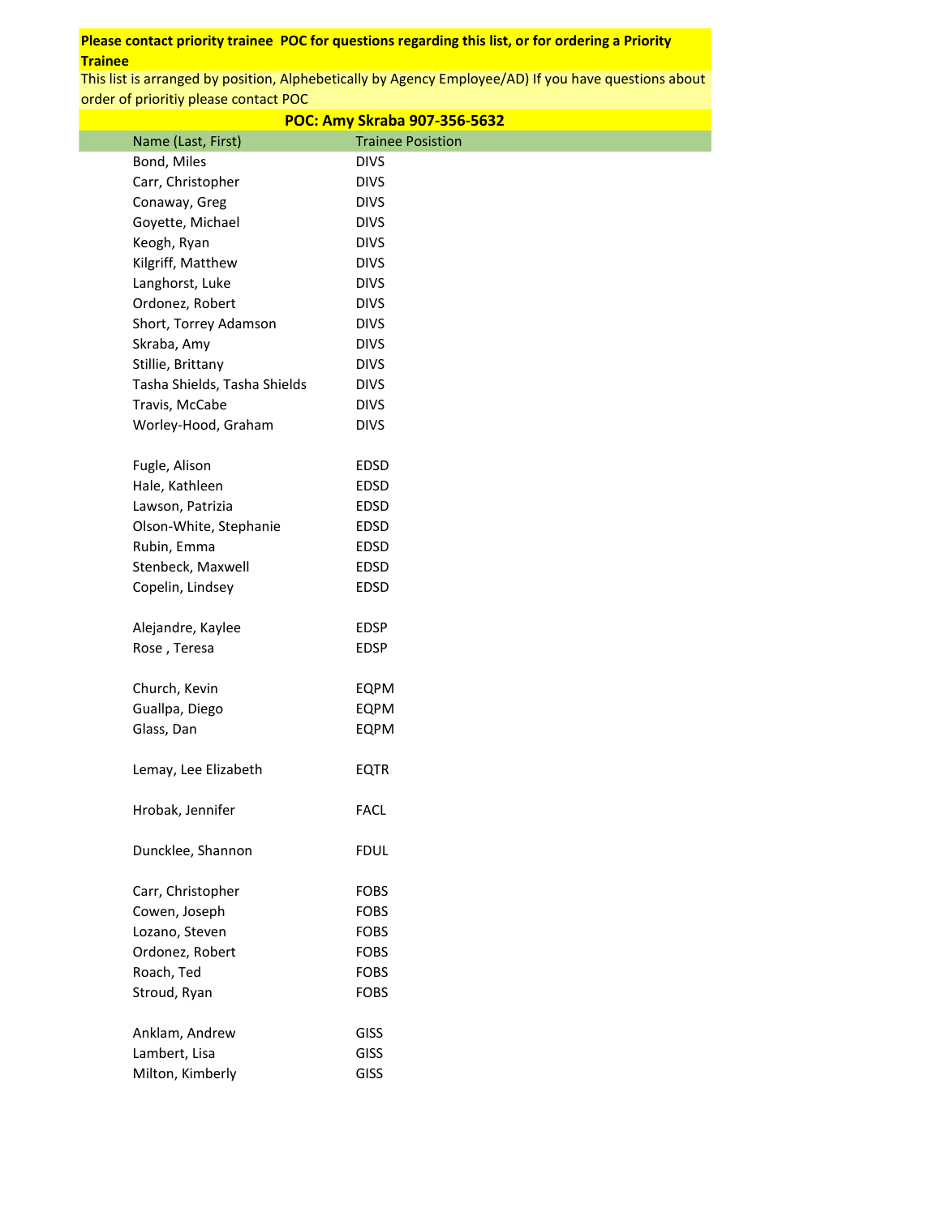**Please contact priority trainee POC for questions regarding this list, or for ordering a Priority Trainee**

This list is arranged by position, Alphebetically by Agency Employee/AD) If you have questions about order of prioritiy please contact POC

**POC: Amy Skraba 907-356-5632**

| Name (Last, First) | Trainee Posistion |
|---|---|
| Bond, Miles | DIVS |
| Carr, Christopher | DIVS |
| Conaway, Greg | DIVS |
| Goyette, Michael | DIVS |
| Keogh, Ryan | DIVS |
| Kilgriff, Matthew | DIVS |
| Langhorst, Luke | DIVS |
| Ordonez, Robert | DIVS |
| Short, Torrey Adamson | DIVS |
| Skraba, Amy | DIVS |
| Stillie, Brittany | DIVS |
| Tasha Shields, Tasha Shields | DIVS |
| Travis, McCabe | DIVS |
| Worley-Hood, Graham | DIVS |
| | |
| Fugle, Alison | EDSD |
| Hale, Kathleen | EDSD |
| Lawson, Patrizia | EDSD |
| Olson-White, Stephanie | EDSD |
| Rubin, Emma | EDSD |
| Stenbeck, Maxwell | EDSD |
| Copelin, Lindsey | EDSD |
| | |
| Alejandre, Kaylee | EDSP |
| Rose , Teresa | EDSP |
| | |
| Church, Kevin | EQPM |
| Guallpa, Diego | EQPM |
| Glass, Dan | EQPM |
| | |
| Lemay, Lee Elizabeth | EQTR |
| | |
| Hrobak, Jennifer | FACL |
| | |
| Duncklee, Shannon | FDUL |
| | |
| Carr, Christopher | FOBS |
| Cowen, Joseph | FOBS |
| Lozano, Steven | FOBS |
| Ordonez, Robert | FOBS |
| Roach, Ted | FOBS |
| Stroud, Ryan | FOBS |
| | |
| Anklam, Andrew | GISS |
| Lambert, Lisa | GISS |
| Milton, Kimberly | GISS |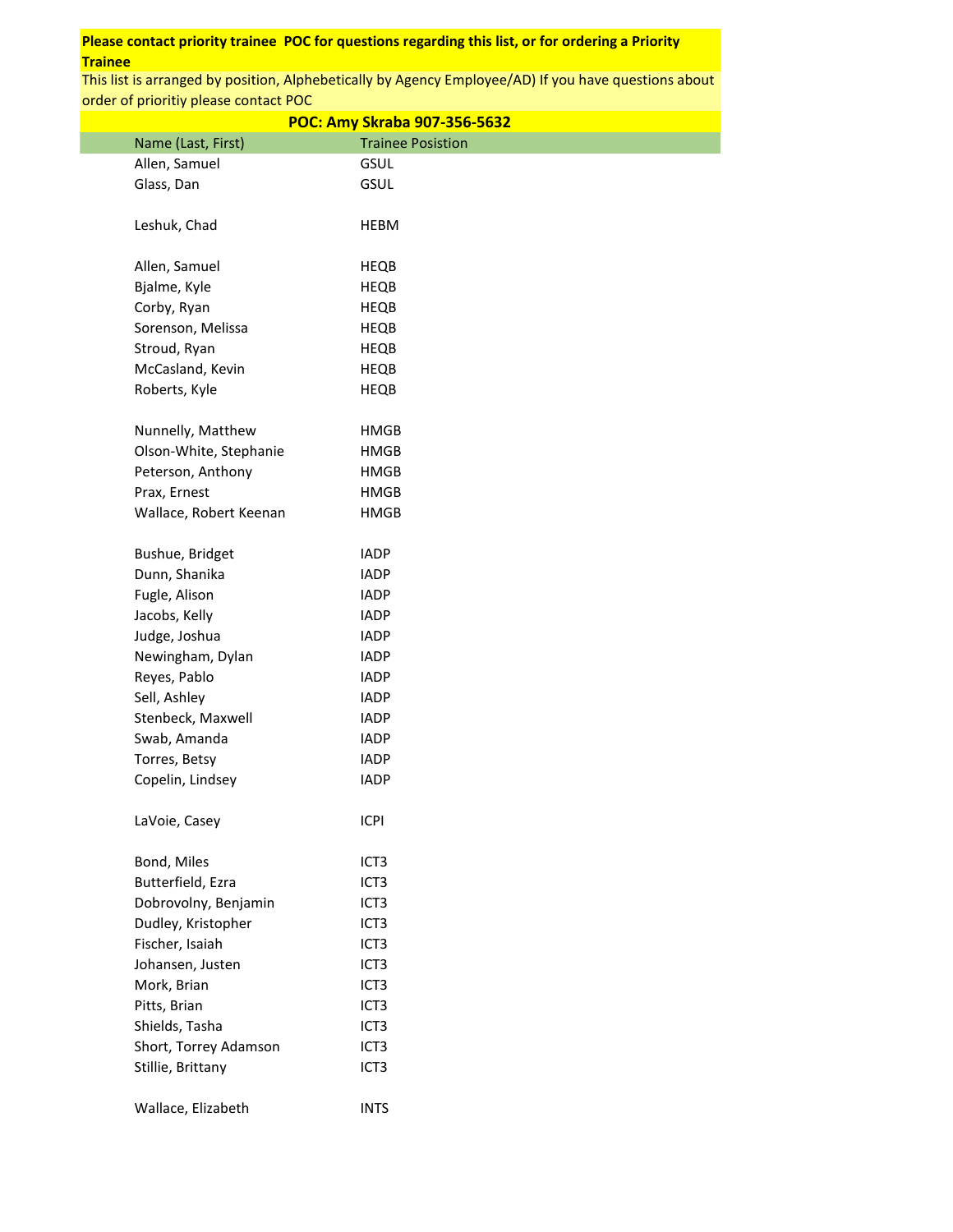**Please contact priority trainee POC for questions regarding this list, or for ordering a Priority Trainee**

This list is arranged by position, Alphebetically by Agency Employee/AD) If you have questions about order of prioritiy please contact POC

**POC: Amy Skraba 907-356-5632**

| Name (Last, First) | Trainee Posistion |
|---|---|
| Allen, Samuel | GSUL |
| Glass, Dan | GSUL |
| | |
| Leshuk, Chad | HEBM |
| | |
| Allen, Samuel | HEQB |
| Bjalme, Kyle | HEQB |
| Corby, Ryan | HEQB |
| Sorenson, Melissa | HEQB |
| Stroud, Ryan | HEQB |
| McCasland, Kevin | HEQB |
| Roberts, Kyle | HEQB |
| | |
| Nunnelly, Matthew | HMGB |
| Olson-White, Stephanie | HMGB |
| Peterson, Anthony | HMGB |
| Prax, Ernest | HMGB |
| Wallace, Robert Keenan | HMGB |
| | |
| Bushue, Bridget | IADP |
| Dunn, Shanika | IADP |
| Fugle, Alison | IADP |
| Jacobs, Kelly | IADP |
| Judge, Joshua | IADP |
| Newingham, Dylan | IADP |
| Reyes, Pablo | IADP |
| Sell, Ashley | IADP |
| Stenbeck, Maxwell | IADP |
| Swab, Amanda | IADP |
| Torres, Betsy | IADP |
| Copelin, Lindsey | IADP |
| | |
| LaVoie, Casey | ICPI |
| | |
| Bond, Miles | ICT3 |
| Butterfield, Ezra | ICT3 |
| Dobrovolny, Benjamin | ICT3 |
| Dudley, Kristopher | ICT3 |
| Fischer, Isaiah | ICT3 |
| Johansen, Justen | ICT3 |
| Mork, Brian | ICT3 |
| Pitts, Brian | ICT3 |
| Shields, Tasha | ICT3 |
| Short, Torrey Adamson | ICT3 |
| Stillie, Brittany | ICT3 |
| | |
| Wallace, Elizabeth | INTS |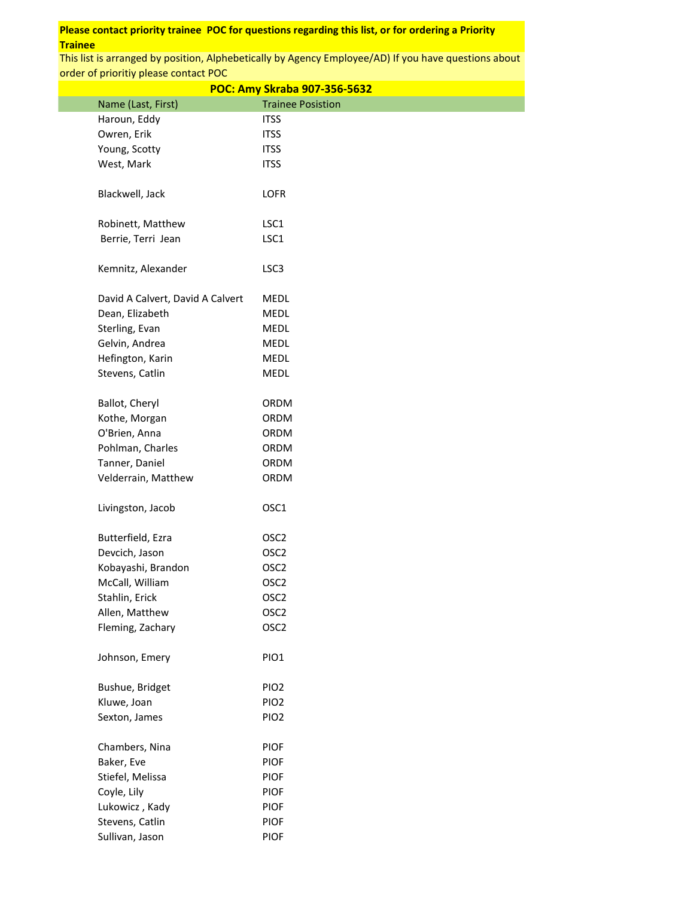**Please contact priority trainee POC for questions regarding this list, or for ordering a Priority Trainee**

This list is arranged by position, Alphebetically by Agency Employee/AD) If you have questions about order of prioritiy please contact POC

**POC: Amy Skraba 907-356-5632**

| Name (Last, First) | Trainee Posistion |
|---|---|
| Haroun, Eddy | ITSS |
| Owren, Erik | ITSS |
| Young, Scotty | ITSS |
| West, Mark | ITSS |
| | |
| Blackwell, Jack | LOFR |
| | |
| Robinett, Matthew | LSC1 |
| Berrie, Terri Jean | LSC1 |
| | |
| Kemnitz, Alexander | LSC3 |
| | |
| David A Calvert, David A Calvert | MEDL |
| Dean, Elizabeth | MEDL |
| Sterling, Evan | MEDL |
| Gelvin, Andrea | MEDL |
| Hefington, Karin | MEDL |
| Stevens, Catlin | MEDL |
| | |
| Ballot, Cheryl | ORDM |
| Kothe, Morgan | ORDM |
| O'Brien, Anna | ORDM |
| Pohlman, Charles | ORDM |
| Tanner, Daniel | ORDM |
| Velderrain, Matthew | ORDM |
| | |
| Livingston, Jacob | OSC1 |
| | |
| Butterfield, Ezra | OSC2 |
| Devcich, Jason | OSC2 |
| Kobayashi, Brandon | OSC2 |
| McCall, William | OSC2 |
| Stahlin, Erick | OSC2 |
| Allen, Matthew | OSC2 |
| Fleming, Zachary | OSC2 |
| | |
| Johnson, Emery | PIO1 |
| | |
| Bushue, Bridget | PIO2 |
| Kluwe, Joan | PIO2 |
| Sexton, James | PIO2 |
| | |
| Chambers, Nina | PIOF |
| Baker, Eve | PIOF |
| Stiefel, Melissa | PIOF |
| Coyle, Lily | PIOF |
| Lukowicz , Kady | PIOF |
| Stevens, Catlin | PIOF |
| Sullivan, Jason | PIOF |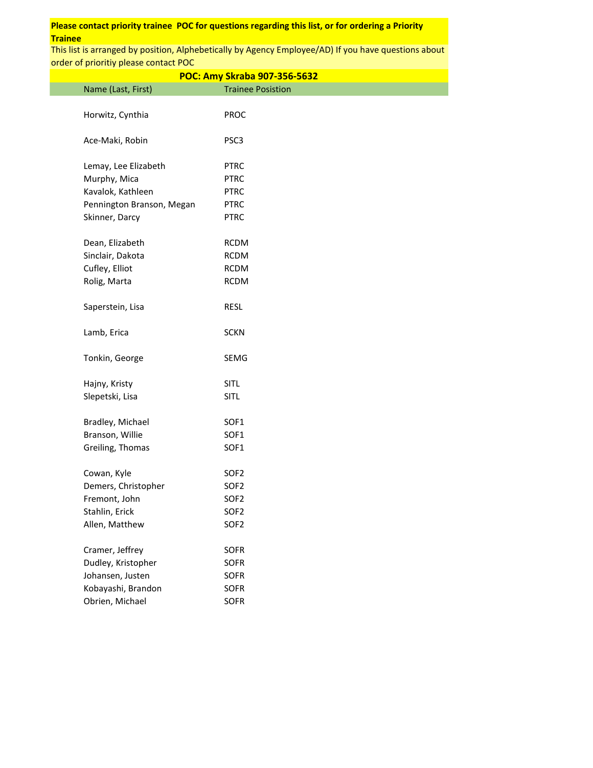**Please contact priority trainee POC for questions regarding this list, or for ordering a Priority Trainee**

This list is arranged by position, Alphebetically by Agency Employee/AD) If you have questions about order of prioritiy please contact POC

**POC: Amy Skraba 907-356-5632**

| Name (Last, First) | Trainee Posistion |
|---|---|
| Horwitz, Cynthia | PROC |
| | |
| Ace-Maki, Robin | PSC3 |
| | |
| Lemay, Lee Elizabeth | PTRC |
| Murphy, Mica | PTRC |
| Kavalok, Kathleen | PTRC |
| Pennington Branson, Megan | PTRC |
| Skinner, Darcy | PTRC |
| | |
| Dean, Elizabeth | RCDM |
| Sinclair, Dakota | RCDM |
| Cufley, Elliot | RCDM |
| Rolig, Marta | RCDM |
| | |
| Saperstein, Lisa | RESL |
| | |
| Lamb, Erica | SCKN |
| | |
| Tonkin, George | SEMG |
| | |
| Hajny, Kristy | SITL |
| Slepetski, Lisa | SITL |
| | |
| Bradley, Michael | SOF1 |
| Branson, Willie | SOF1 |
| Greiling, Thomas | SOF1 |
| | |
| Cowan, Kyle | SOF2 |
| Demers, Christopher | SOF2 |
| Fremont, John | SOF2 |
| Stahlin, Erick | SOF2 |
| Allen, Matthew | SOF2 |
| | |
| Cramer, Jeffrey | SOFR |
| Dudley, Kristopher | SOFR |
| Johansen, Justen | SOFR |
| Kobayashi, Brandon | SOFR |
| Obrien, Michael | SOFR |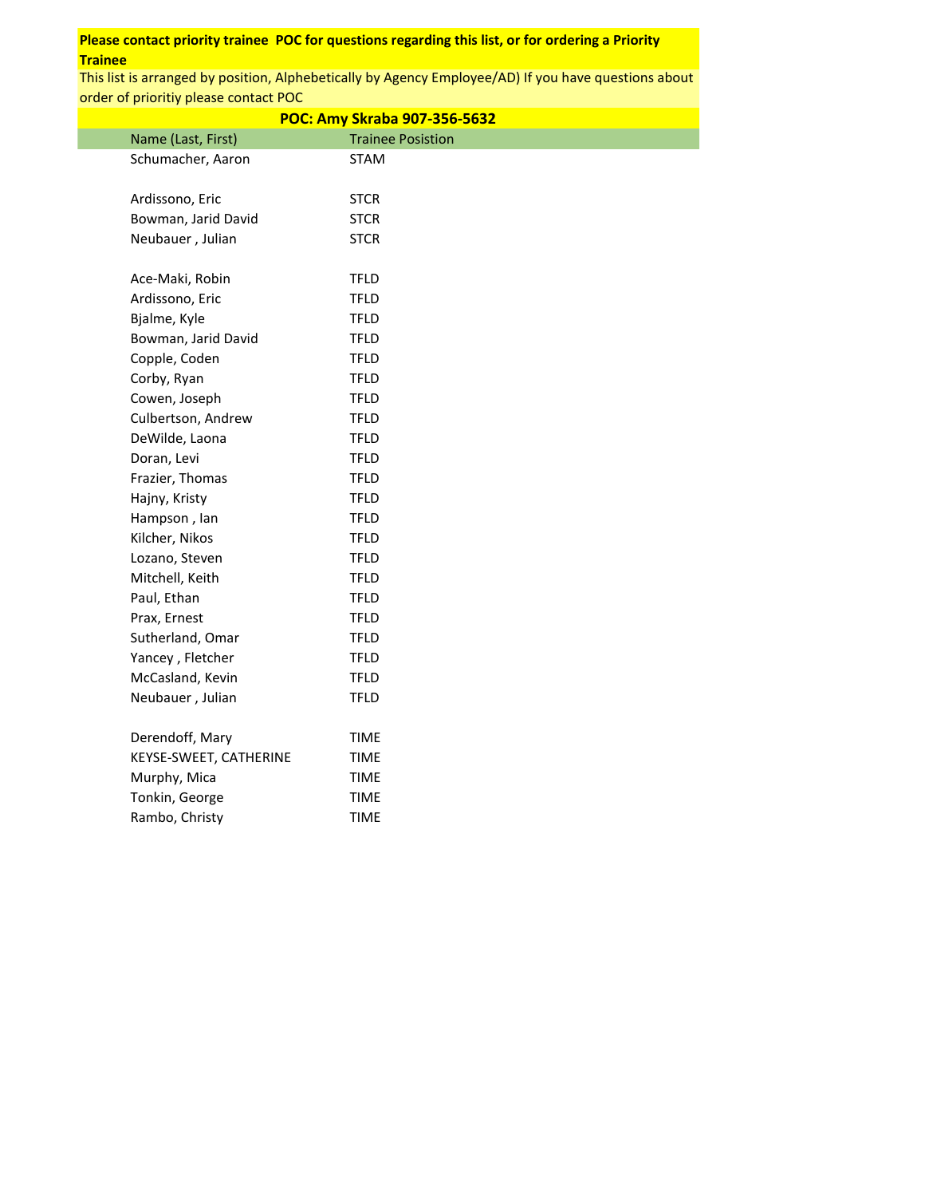**Please contact priority trainee POC for questions regarding this list, or for ordering a Priority Trainee**

This list is arranged by position, Alphebetically by Agency Employee/AD) If you have questions about order of prioritiy please contact POC

**POC: Amy Skraba 907-356-5632**

| Name (Last, First) | Trainee Posistion |
|---|---|
| Schumacher, Aaron | STAM |
| | |
| Ardissono, Eric | STCR |
| Bowman, Jarid David | STCR |
| Neubauer , Julian | STCR |
| | |
| Ace-Maki, Robin | TFLD |
| Ardissono, Eric | TFLD |
| Bjalme, Kyle | TFLD |
| Bowman, Jarid David | TFLD |
| Copple, Coden | TFLD |
| Corby, Ryan | TFLD |
| Cowen, Joseph | TFLD |
| Culbertson, Andrew | TFLD |
| DeWilde, Laona | TFLD |
| Doran, Levi | TFLD |
| Frazier, Thomas | TFLD |
| Hajny, Kristy | TFLD |
| Hampson , Ian | TFLD |
| Kilcher, Nikos | TFLD |
| Lozano, Steven | TFLD |
| Mitchell, Keith | TFLD |
| Paul, Ethan | TFLD |
| Prax, Ernest | TFLD |
| Sutherland, Omar | TFLD |
| Yancey , Fletcher | TFLD |
| McCasland, Kevin | TFLD |
| Neubauer , Julian | TFLD |
| | |
| Derendoff, Mary | TIME |
| KEYSE-SWEET, CATHERINE | TIME |
| Murphy, Mica | TIME |
| Tonkin, George | TIME |
| Rambo, Christy | TIME |